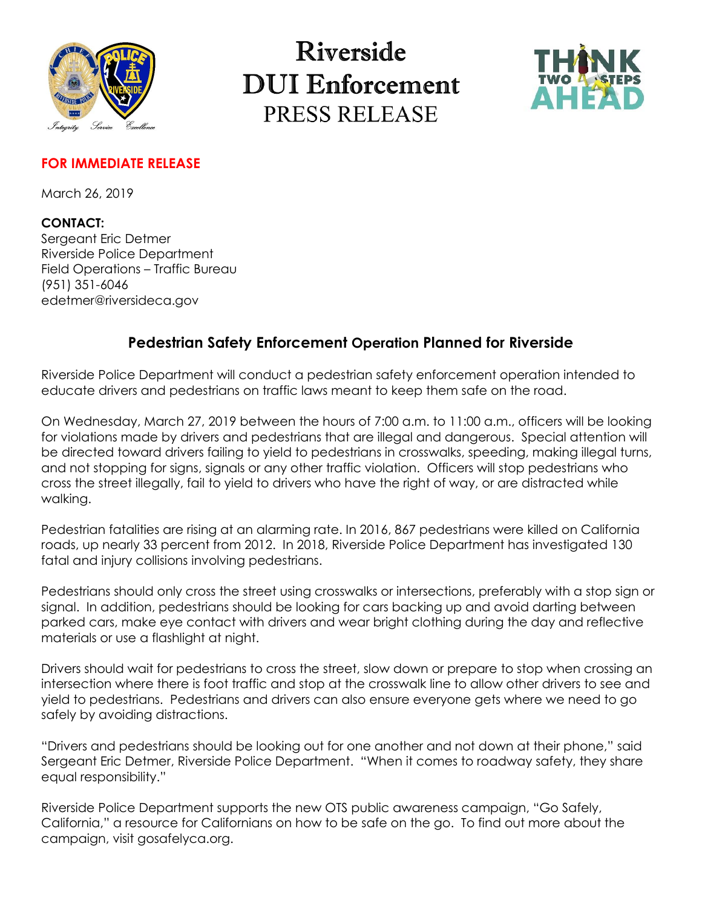# Riverside DUI Enforcement
## PRESS RELEASE

**FOR IMMEDIATE RELEASE**

March 26, 2019

**CONTACT:**
Sergeant Eric Detmer
Riverside Police Department
Field Operations – Traffic Bureau
(951) 351-6046
edetmer@riversideca.gov

### Pedestrian Safety Enforcement Operation Planned for Riverside

Riverside Police Department will conduct a pedestrian safety enforcement operation intended to educate drivers and pedestrians on traffic laws meant to keep them safe on the road.

On Wednesday, March 27, 2019 between the hours of 7:00 a.m. to 11:00 a.m., officers will be looking for violations made by drivers and pedestrians that are illegal and dangerous. Special attention will be directed toward drivers failing to yield to pedestrians in crosswalks, speeding, making illegal turns, and not stopping for signs, signals or any other traffic violation. Officers will stop pedestrians who cross the street illegally, fail to yield to drivers who have the right of way, or are distracted while walking.

Pedestrian fatalities are rising at an alarming rate. In 2016, 867 pedestrians were killed on California roads, up nearly 33 percent from 2012. In 2018, Riverside Police Department has investigated 130 fatal and injury collisions involving pedestrians.

Pedestrians should only cross the street using crosswalks or intersections, preferably with a stop sign or signal. In addition, pedestrians should be looking for cars backing up and avoid darting between parked cars, make eye contact with drivers and wear bright clothing during the day and reflective materials or use a flashlight at night.

Drivers should wait for pedestrians to cross the street, slow down or prepare to stop when crossing an intersection where there is foot traffic and stop at the crosswalk line to allow other drivers to see and yield to pedestrians. Pedestrians and drivers can also ensure everyone gets where we need to go safely by avoiding distractions.

"Drivers and pedestrians should be looking out for one another and not down at their phone," said Sergeant Eric Detmer, Riverside Police Department. "When it comes to roadway safety, they share equal responsibility."

Riverside Police Department supports the new OTS public awareness campaign, "Go Safely, California," a resource for Californians on how to be safe on the go. To find out more about the campaign, visit gosafelyca.org.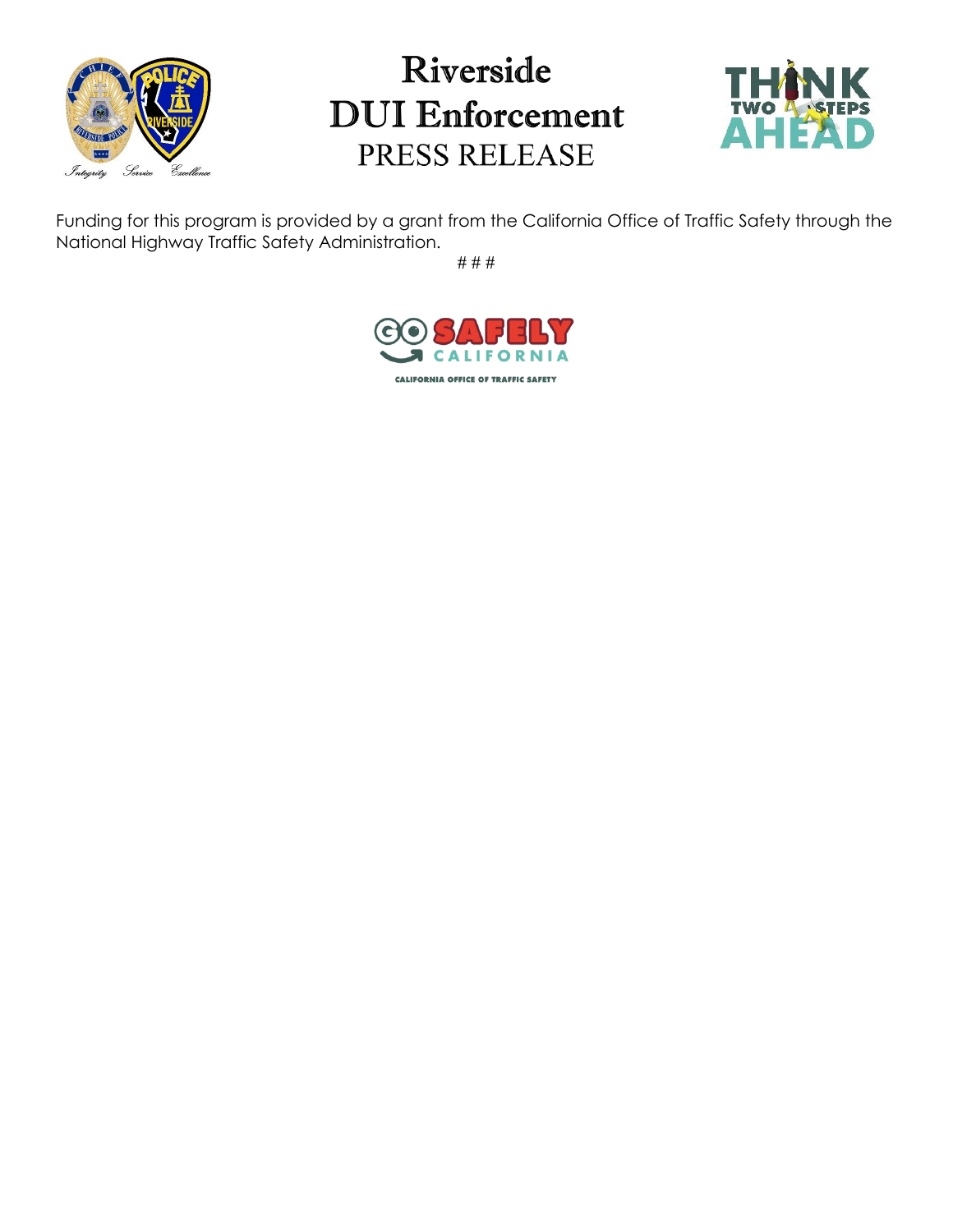# Riverside DUI Enforcement

## PRESS RELEASE

Funding for this program is provided by a grant from the California Office of Traffic Safety through the National Highway Traffic Safety Administration.

# # #